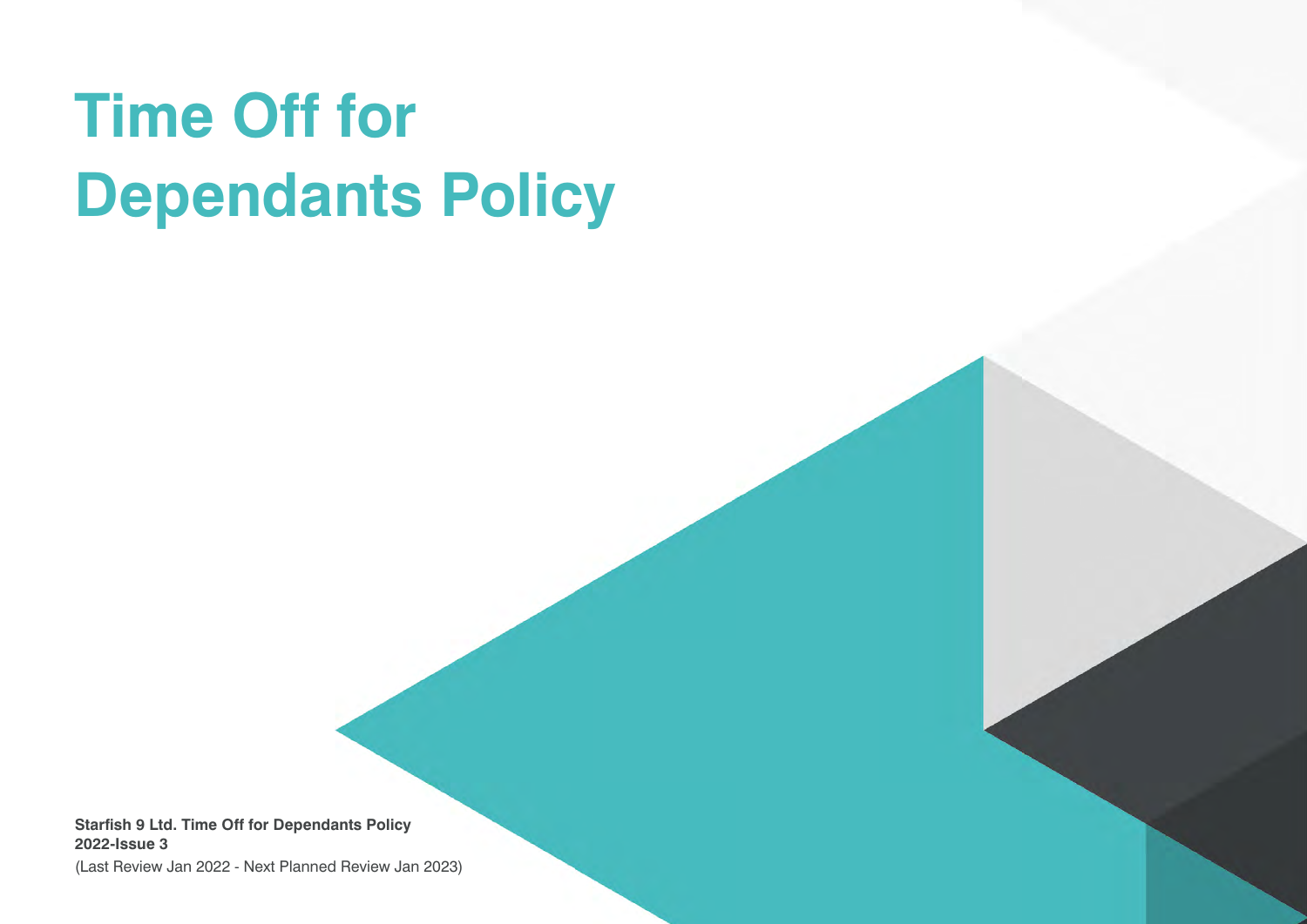# Time Off for Dependants Policy

**Starfish 9 Ltd. Time Off for Dependants Policy**
**2022-Issue 3**
(Last Review Jan 2022 - Next Planned Review Jan 2023)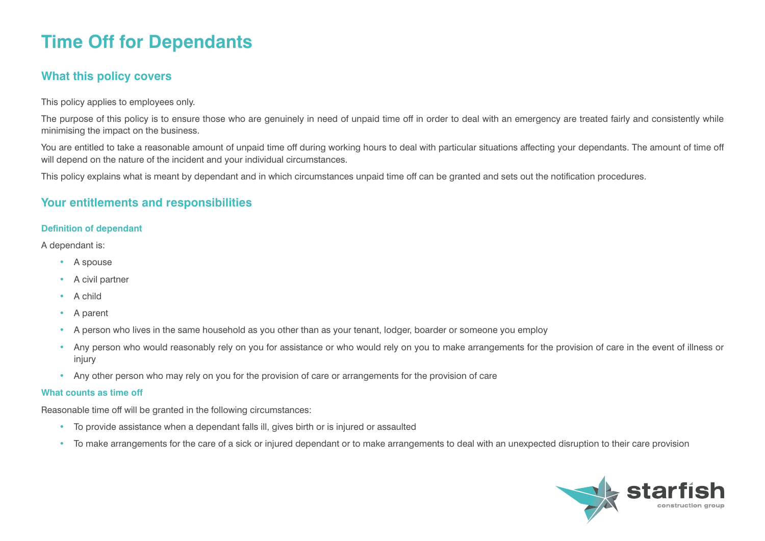# Time Off for Dependants

## What this policy covers

This policy applies to employees only.

The purpose of this policy is to ensure those who are genuinely in need of unpaid time off in order to deal with an emergency are treated fairly and consistently while minimising the impact on the business.

You are entitled to take a reasonable amount of unpaid time off during working hours to deal with particular situations affecting your dependants. The amount of time off will depend on the nature of the incident and your individual circumstances.

This policy explains what is meant by dependant and in which circumstances unpaid time off can be granted and sets out the notification procedures.

## Your entitlements and responsibilities

### Definition of dependant

A dependant is:

- A spouse
- A civil partner
- A child
- A parent
- A person who lives in the same household as you other than as your tenant, lodger, boarder or someone you employ
- Any person who would reasonably rely on you for assistance or who would rely on you to make arrangements for the provision of care in the event of illness or injury
- Any other person who may rely on you for the provision of care or arrangements for the provision of care

### What counts as time off

Reasonable time off will be granted in the following circumstances:

- To provide assistance when a dependant falls ill, gives birth or is injured or assaulted
- To make arrangements for the care of a sick or injured dependant or to make arrangements to deal with an unexpected disruption to their care provision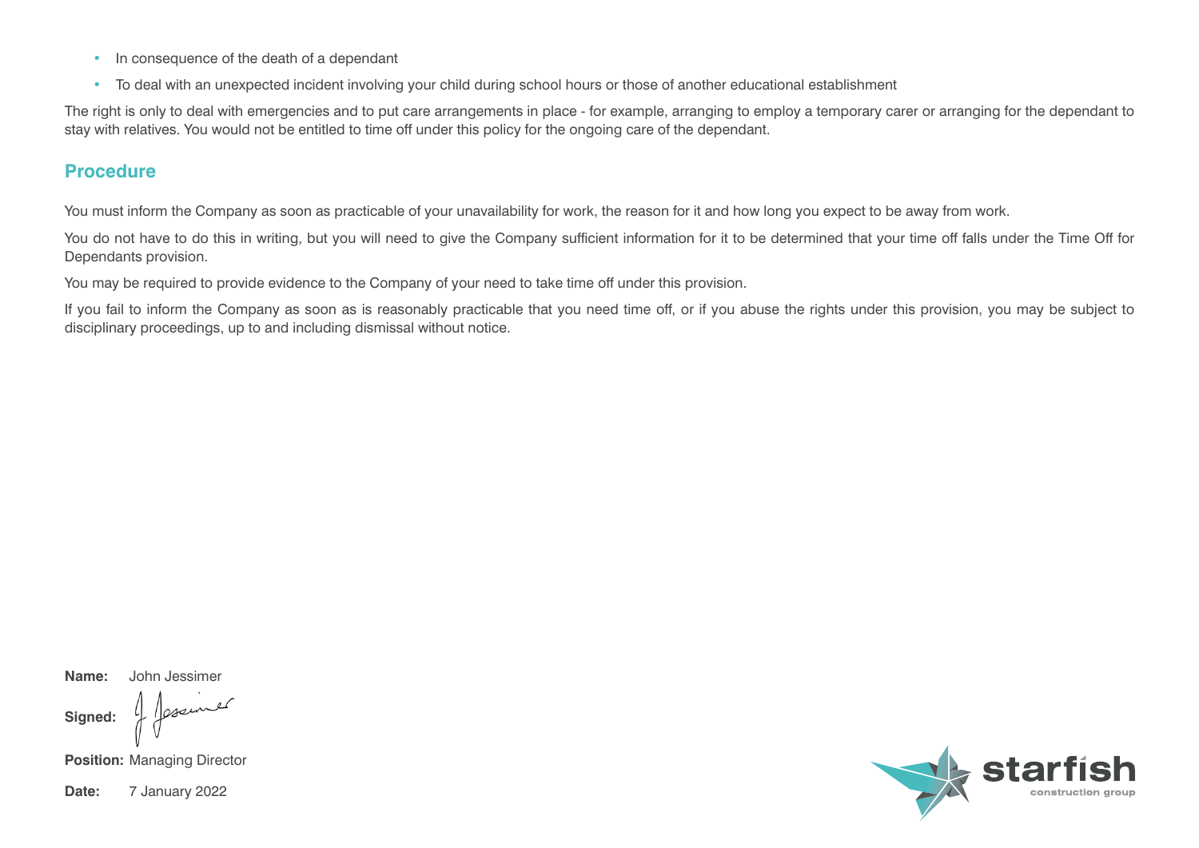- In consequence of the death of a dependant
- To deal with an unexpected incident involving your child during school hours or those of another educational establishment

The right is only to deal with emergencies and to put care arrangements in place - for example, arranging to employ a temporary carer or arranging for the dependant to stay with relatives. You would not be entitled to time off under this policy for the ongoing care of the dependant.

## Procedure

You must inform the Company as soon as practicable of your unavailability for work, the reason for it and how long you expect to be away from work.

You do not have to do this in writing, but you will need to give the Company sufficient information for it to be determined that your time off falls under the Time Off for Dependants provision.

You may be required to provide evidence to the Company of your need to take time off under this provision.

If you fail to inform the Company as soon as is reasonably practicable that you need time off, or if you abuse the rights under this provision, you may be subject to disciplinary proceedings, up to and including dismissal without notice.

**Name:** John Jessimer

**Signed:** J Jessimer

**Position:** Managing Director

**Date:** 7 January 2022

starfish construction group